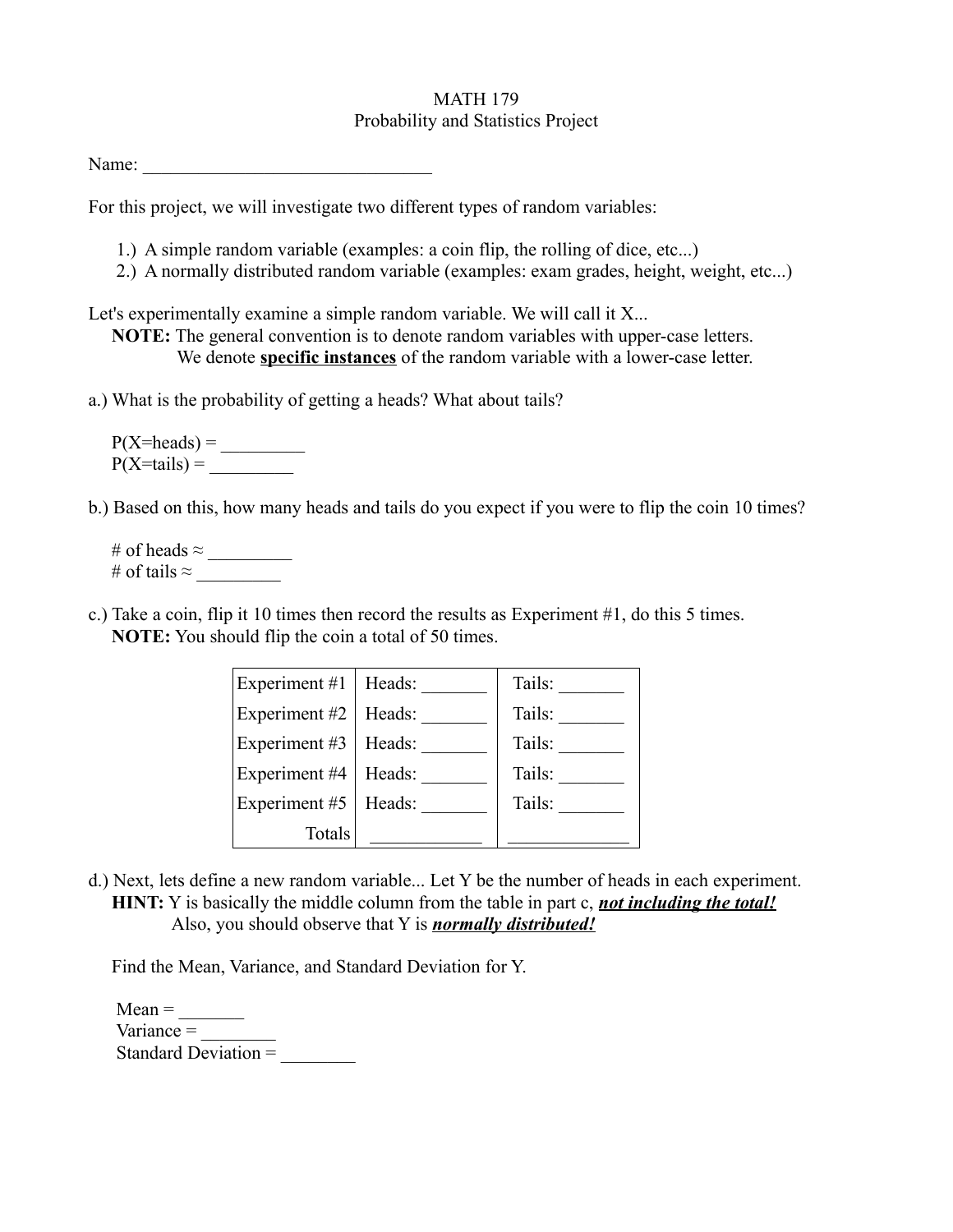MATH 179

Probability and Statistics Project

Name: _______________________________

For this project, we will investigate two different types of random variables:

1.) A simple random variable (examples: a coin flip, the rolling of dice, etc...)
2.) A normally distributed random variable (examples: exam grades, height, weight, etc...)

Let's experimentally examine a simple random variable. We will call it X...

**NOTE:** The general convention is to denote random variables with upper-case letters.
We denote **<u>specific instances</u>** of the random variable with a lower-case letter.

a.) What is the probability of getting a heads? What about tails?

P(X=heads) = _________
P(X=tails) = _________

b.) Based on this, how many heads and tails do you expect if you were to flip the coin 10 times?

# of heads ≈ _________
# of tails ≈ _________

c.) Take a coin, flip it 10 times then record the results as Experiment #1, do this 5 times.
**NOTE:** You should flip the coin a total of 50 times.

| | | |
|---|---|---|
| Experiment #1 | Heads: _______ | Tails: _______ |
| Experiment #2 | Heads: _______ | Tails: _______ |
| Experiment #3 | Heads: _______ | Tails: _______ |
| Experiment #4 | Heads: _______ | Tails: _______ |
| Experiment #5 | Heads: _______ | Tails: _______ |
| Totals | ____________ | _____________ |

d.) Next, lets define a new random variable... Let Y be the number of heads in each experiment.
**HINT:** Y is basically the middle column from the table in part c, ***<u>not including the total!</u>***
Also, you should observe that Y is ***<u>normally distributed!</u>***

Find the Mean, Variance, and Standard Deviation for Y.

Mean = _______
Variance = ________
Standard Deviation = ________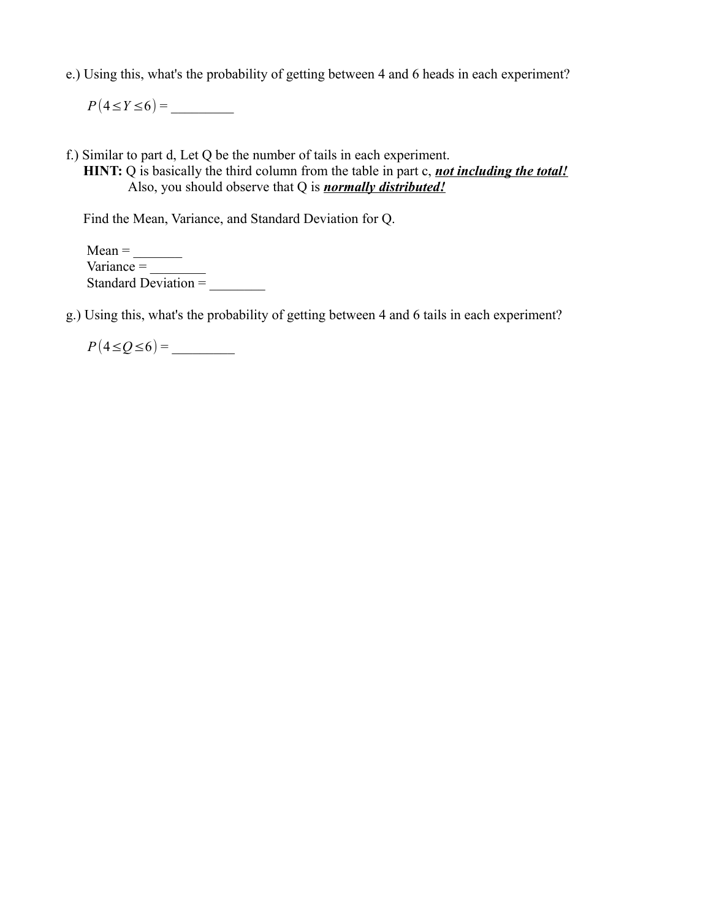e.) Using this, what's the probability of getting between 4 and 6 heads in each experiment?

$P(4 \leq Y \leq 6) =$ _________

f.) Similar to part d, Let Q be the number of tails in each experiment.
**HINT:** Q is basically the third column from the table in part c, ***not including the total!***
Also, you should observe that Q is ***normally distributed!***

Find the Mean, Variance, and Standard Deviation for Q.

Mean = _______
Variance = ________
Standard Deviation = ________

g.) Using this, what's the probability of getting between 4 and 6 tails in each experiment?

$P(4 \leq Q \leq 6) =$ _________